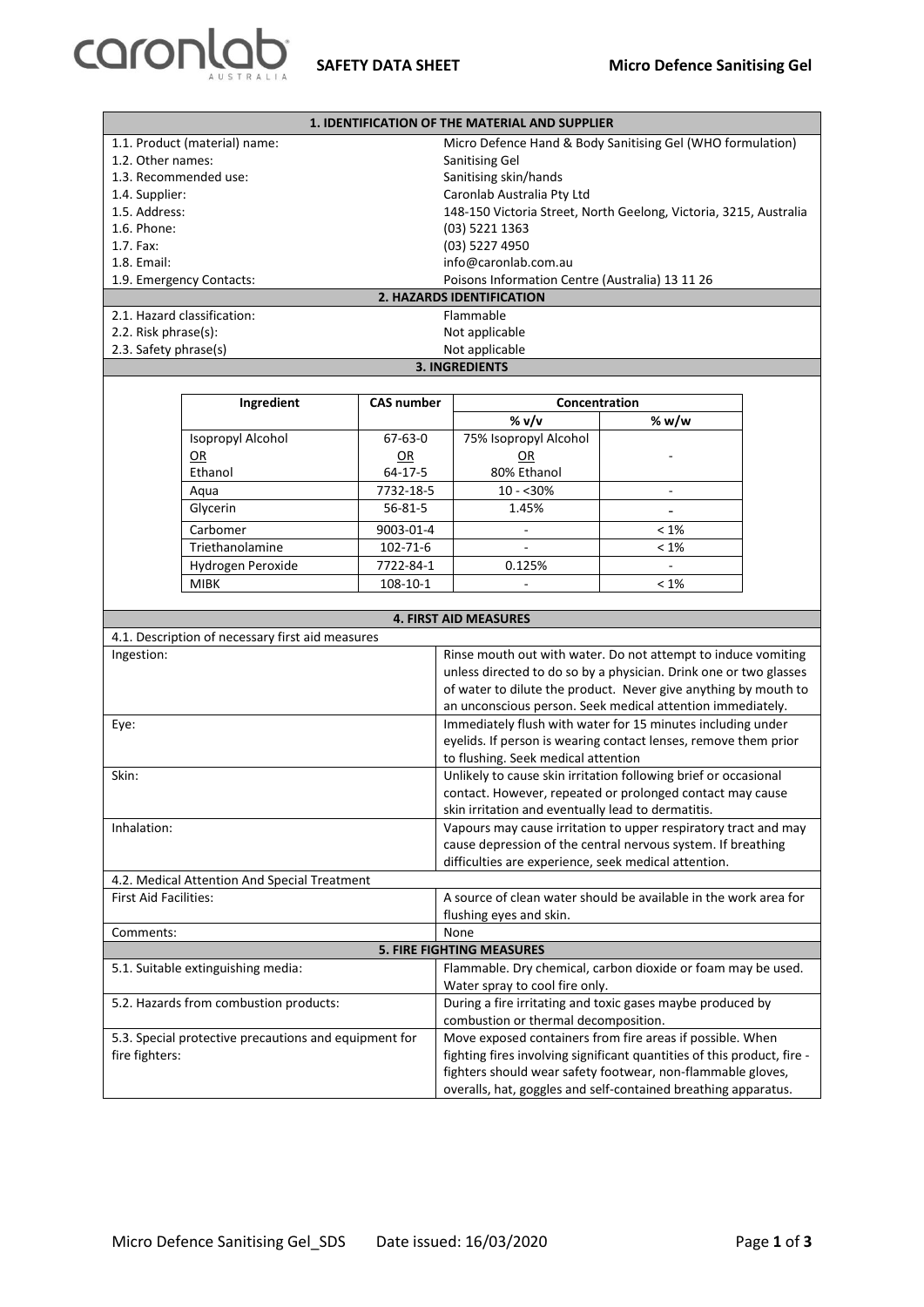# SAFETY DATA SHEET — Micro Defence Sanitising Gel

## 1. IDENTIFICATION OF THE MATERIAL AND SUPPLIER

| | |
|---|---|
| 1.1. Product (material) name: | Micro Defence Hand & Body Sanitising Gel (WHO formulation) |
| 1.2. Other names: | Sanitising Gel |
| 1.3. Recommended use: | Sanitising skin/hands |
| 1.4. Supplier: | Caronlab Australia Pty Ltd |
| 1.5. Address: | 148-150 Victoria Street, North Geelong, Victoria, 3215, Australia |
| 1.6. Phone: | (03) 5221 1363 |
| 1.7. Fax: | (03) 5227 4950 |
| 1.8. Email: | info@caronlab.com.au |
| 1.9. Emergency Contacts: | Poisons Information Centre (Australia) 13 11 26 |

## 2. HAZARDS IDENTIFICATION

| | |
|---|---|
| 2.1. Hazard classification: | Flammable |
| 2.2. Risk phrase(s): | Not applicable |
| 2.3. Safety phrase(s) | Not applicable |

## 3. INGREDIENTS

| Ingredient | CAS number | Concentration | |
|---|---|---|---|
| | | % v/v | % w/w |
| Isopropyl Alcohol OR Ethanol | 67-63-0 OR 64-17-5 | 75% Isopropyl Alcohol OR 80% Ethanol | - |
| Aqua | 7732-18-5 | 10 - <30% | - |
| Glycerin | 56-81-5 | 1.45% | - |
| Carbomer | 9003-01-4 | - | < 1% |
| Triethanolamine | 102-71-6 | - | < 1% |
| Hydrogen Peroxide | 7722-84-1 | 0.125% | - |
| MIBK | 108-10-1 | - | < 1% |

## 4. FIRST AID MEASURES

4.1. Description of necessary first aid measures

| | |
|---|---|
| Ingestion: | Rinse mouth out with water. Do not attempt to induce vomiting unless directed to do so by a physician. Drink one or two glasses of water to dilute the product. Never give anything by mouth to an unconscious person. Seek medical attention immediately. |
| Eye: | Immediately flush with water for 15 minutes including under eyelids. If person is wearing contact lenses, remove them prior to flushing. Seek medical attention |
| Skin: | Unlikely to cause skin irritation following brief or occasional contact. However, repeated or prolonged contact may cause skin irritation and eventually lead to dermatitis. |
| Inhalation: | Vapours may cause irritation to upper respiratory tract and may cause depression of the central nervous system. If breathing difficulties are experience, seek medical attention. |

4.2. Medical Attention And Special Treatment

| | |
|---|---|
| First Aid Facilities: | A source of clean water should be available in the work area for flushing eyes and skin. |
| Comments: | None |

## 5. FIRE FIGHTING MEASURES

| | |
|---|---|
| 5.1. Suitable extinguishing media: | Flammable. Dry chemical, carbon dioxide or foam may be used. Water spray to cool fire only. |
| 5.2. Hazards from combustion products: | During a fire irritating and toxic gases maybe produced by combustion or thermal decomposition. |
| 5.3. Special protective precautions and equipment for fire fighters: | Move exposed containers from fire areas if possible. When fighting fires involving significant quantities of this product, fire - fighters should wear safety footwear, non-flammable gloves, overalls, hat, goggles and self-contained breathing apparatus. |

Micro Defence Sanitising Gel_SDS Date issued: 16/03/2020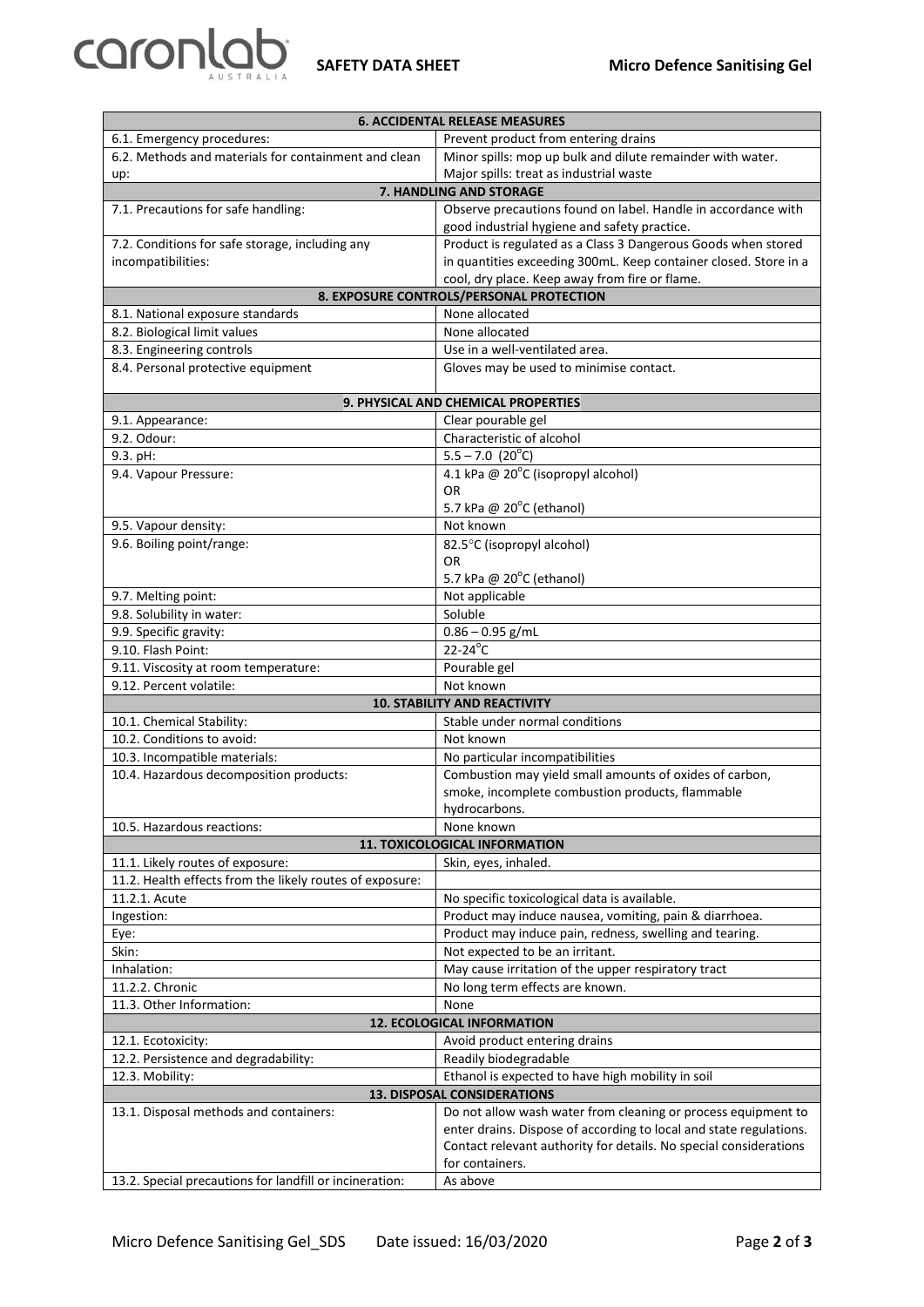| **6. ACCIDENTAL RELEASE MEASURES** | |
|---|---|
| 6.1. Emergency procedures: | Prevent product from entering drains |
| 6.2. Methods and materials for containment and clean up: | Minor spills: mop up bulk and dilute remainder with water. Major spills: treat as industrial waste |
| **7. HANDLING AND STORAGE** | |
| 7.1. Precautions for safe handling: | Observe precautions found on label. Handle in accordance with good industrial hygiene and safety practice. |
| 7.2. Conditions for safe storage, including any incompatibilities: | Product is regulated as a Class 3 Dangerous Goods when stored in quantities exceeding 300mL. Keep container closed. Store in a cool, dry place. Keep away from fire or flame. |
| **8. EXPOSURE CONTROLS/PERSONAL PROTECTION** | |
| 8.1. National exposure standards | None allocated |
| 8.2. Biological limit values | None allocated |
| 8.3. Engineering controls | Use in a well-ventilated area. |
| 8.4. Personal protective equipment | Gloves may be used to minimise contact. |
| **9. PHYSICAL AND CHEMICAL PROPERTIES** | |
| 9.1. Appearance: | Clear pourable gel |
| 9.2. Odour: | Characteristic of alcohol |
| 9.3. pH: | 5.5 – 7.0 (20°C) |
| 9.4. Vapour Pressure: | 4.1 kPa @ 20°C (isopropyl alcohol) OR 5.7 kPa @ 20°C (ethanol) |
| 9.5. Vapour density: | Not known |
| 9.6. Boiling point/range: | 82.5°C (isopropyl alcohol) OR 5.7 kPa @ 20°C (ethanol) |
| 9.7. Melting point: | Not applicable |
| 9.8. Solubility in water: | Soluble |
| 9.9. Specific gravity: | 0.86 – 0.95 g/mL |
| 9.10. Flash Point: | 22-24°C |
| 9.11. Viscosity at room temperature: | Pourable gel |
| 9.12. Percent volatile: | Not known |
| **10. STABILITY AND REACTIVITY** | |
| 10.1. Chemical Stability: | Stable under normal conditions |
| 10.2. Conditions to avoid: | Not known |
| 10.3. Incompatible materials: | No particular incompatibilities |
| 10.4. Hazardous decomposition products: | Combustion may yield small amounts of oxides of carbon, smoke, incomplete combustion products, flammable hydrocarbons. |
| 10.5. Hazardous reactions: | None known |
| **11. TOXICOLOGICAL INFORMATION** | |
| 11.1. Likely routes of exposure: | Skin, eyes, inhaled. |
| 11.2. Health effects from the likely routes of exposure: | |
| 11.2.1. Acute | No specific toxicological data is available. |
| Ingestion: | Product may induce nausea, vomiting, pain & diarrhoea. |
| Eye: | Product may induce pain, redness, swelling and tearing. |
| Skin: | Not expected to be an irritant. |
| Inhalation: | May cause irritation of the upper respiratory tract |
| 11.2.2. Chronic | No long term effects are known. |
| 11.3. Other Information: | None |
| **12. ECOLOGICAL INFORMATION** | |
| 12.1. Ecotoxicity: | Avoid product entering drains |
| 12.2. Persistence and degradability: | Readily biodegradable |
| 12.3. Mobility: | Ethanol is expected to have high mobility in soil |
| **13. DISPOSAL CONSIDERATIONS** | |
| 13.1. Disposal methods and containers: | Do not allow wash water from cleaning or process equipment to enter drains. Dispose of according to local and state regulations. Contact relevant authority for details. No special considerations for containers. |
| 13.2. Special precautions for landfill or incineration: | As above |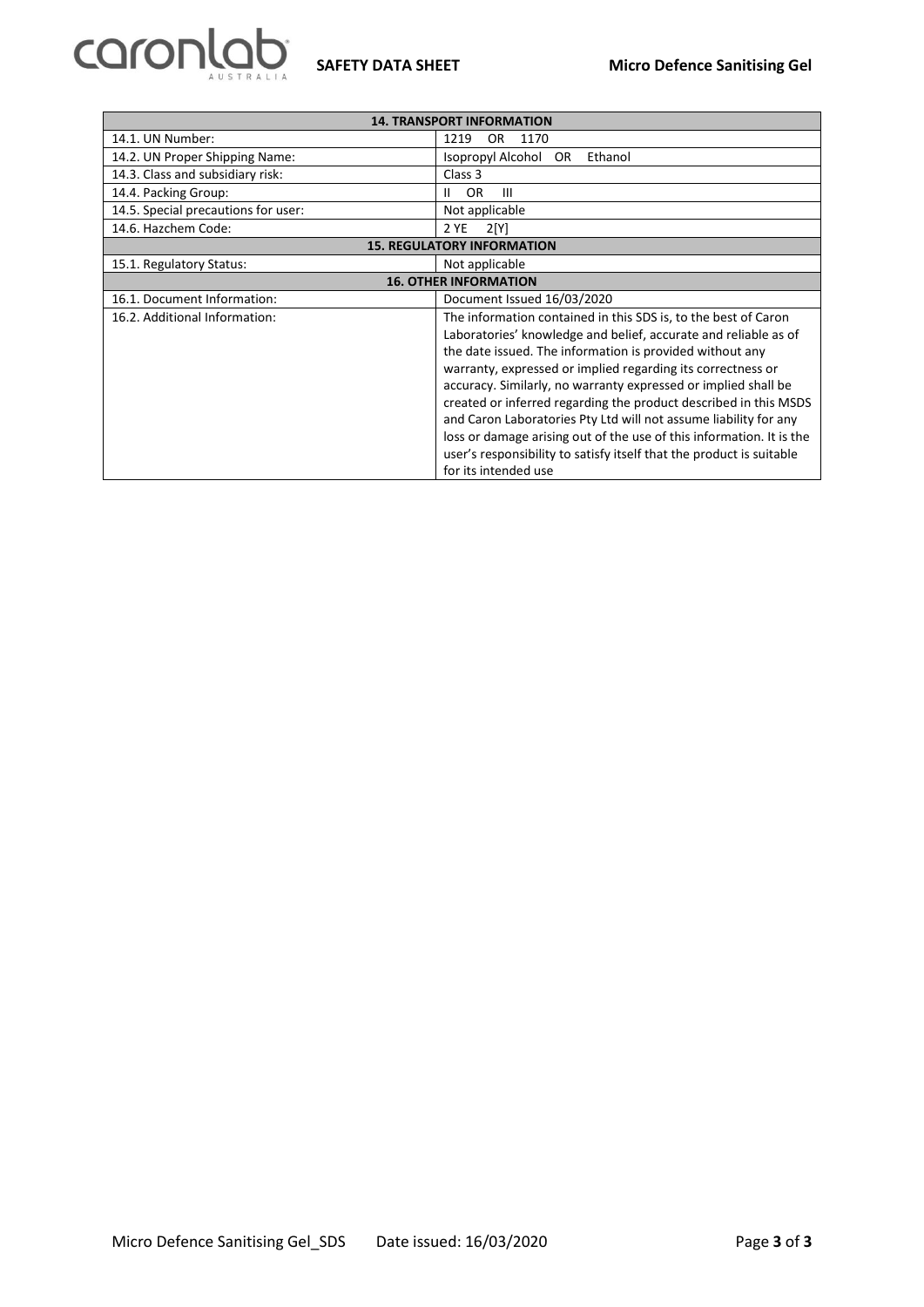| 14. TRANSPORT INFORMATION | |
|---|---|
| 14.1. UN Number: | 1219 OR 1170 |
| 14.2. UN Proper Shipping Name: | Isopropyl Alcohol OR Ethanol |
| 14.3. Class and subsidiary risk: | Class 3 |
| 14.4. Packing Group: | II OR III |
| 14.5. Special precautions for user: | Not applicable |
| 14.6. Hazchem Code: | 2 YE 2[Y] |
| **15. REGULATORY INFORMATION** | |
| 15.1. Regulatory Status: | Not applicable |
| **16. OTHER INFORMATION** | |
| 16.1. Document Information: | Document Issued 16/03/2020 |
| 16.2. Additional Information: | The information contained in this SDS is, to the best of Caron Laboratories' knowledge and belief, accurate and reliable as of the date issued. The information is provided without any warranty, expressed or implied regarding its correctness or accuracy. Similarly, no warranty expressed or implied shall be created or inferred regarding the product described in this MSDS and Caron Laboratories Pty Ltd will not assume liability for any loss or damage arising out of the use of this information. It is the user's responsibility to satisfy itself that the product is suitable for its intended use |